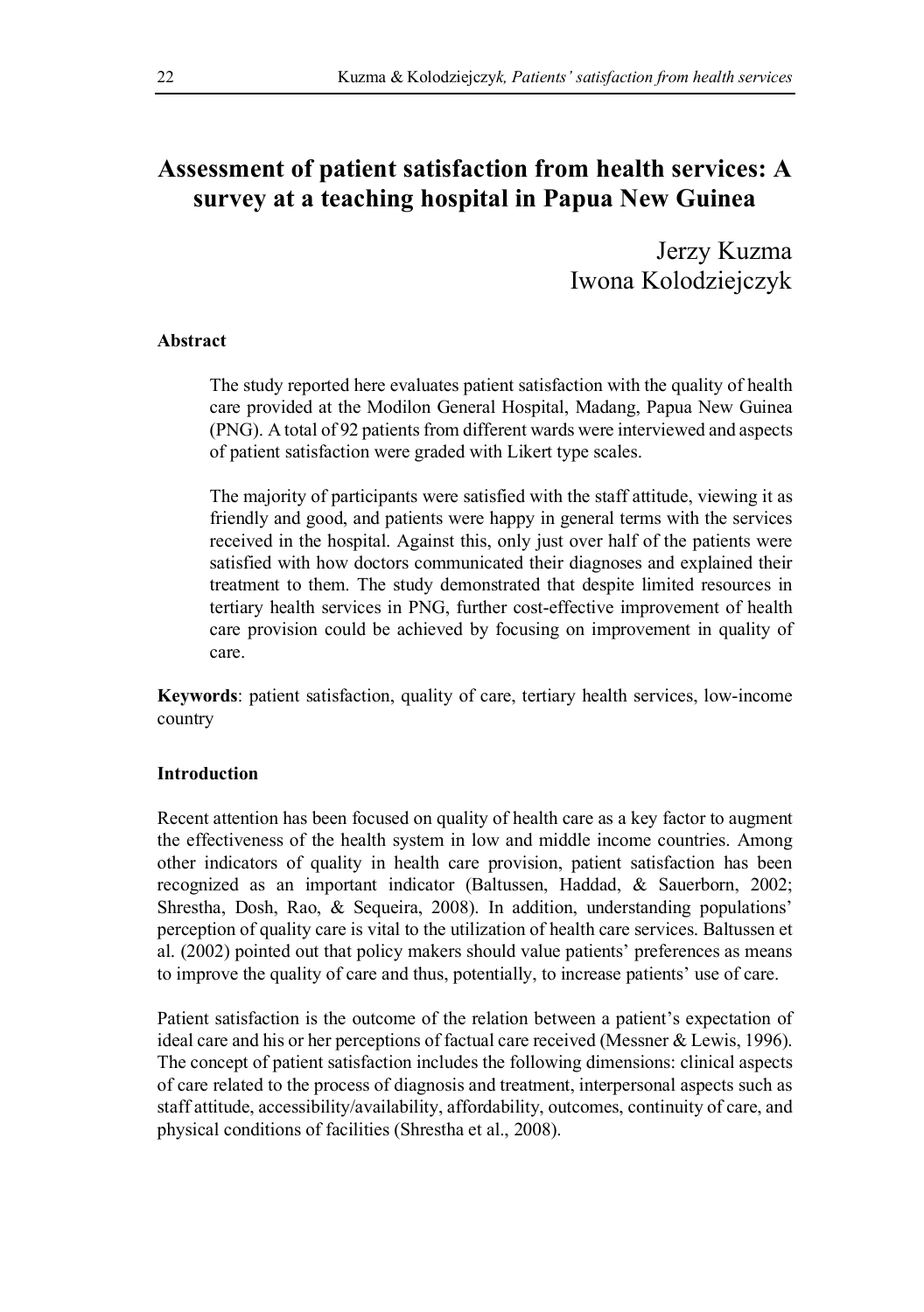# Assessment of patient satisfaction from health services: A survey at a teaching hospital in Papua New Guinea

Jerzy Kuzma
Iwona Kolodziejczyk

**Abstract**

The study reported here evaluates patient satisfaction with the quality of health care provided at the Modilon General Hospital, Madang, Papua New Guinea (PNG). A total of 92 patients from different wards were interviewed and aspects of patient satisfaction were graded with Likert type scales.

The majority of participants were satisfied with the staff attitude, viewing it as friendly and good, and patients were happy in general terms with the services received in the hospital. Against this, only just over half of the patients were satisfied with how doctors communicated their diagnoses and explained their treatment to them. The study demonstrated that despite limited resources in tertiary health services in PNG, further cost-effective improvement of health care provision could be achieved by focusing on improvement in quality of care.

**Keywords**: patient satisfaction, quality of care, tertiary health services, low-income country

**Introduction**

Recent attention has been focused on quality of health care as a key factor to augment the effectiveness of the health system in low and middle income countries. Among other indicators of quality in health care provision, patient satisfaction has been recognized as an important indicator (Baltussen, Haddad, & Sauerborn, 2002; Shrestha, Dosh, Rao, & Sequeira, 2008). In addition, understanding populations' perception of quality care is vital to the utilization of health care services. Baltussen et al. (2002) pointed out that policy makers should value patients' preferences as means to improve the quality of care and thus, potentially, to increase patients' use of care.

Patient satisfaction is the outcome of the relation between a patient's expectation of ideal care and his or her perceptions of factual care received (Messner & Lewis, 1996). The concept of patient satisfaction includes the following dimensions: clinical aspects of care related to the process of diagnosis and treatment, interpersonal aspects such as staff attitude, accessibility/availability, affordability, outcomes, continuity of care, and physical conditions of facilities (Shrestha et al., 2008).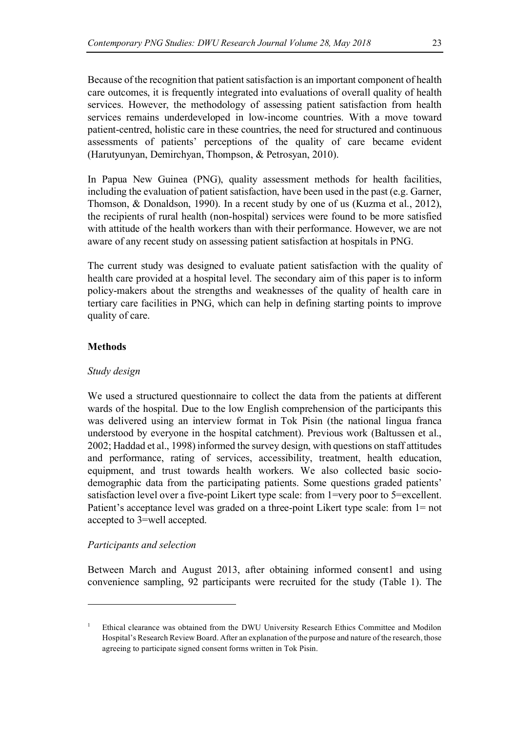Because of the recognition that patient satisfaction is an important component of health care outcomes, it is frequently integrated into evaluations of overall quality of health services. However, the methodology of assessing patient satisfaction from health services remains underdeveloped in low-income countries. With a move toward patient-centred, holistic care in these countries, the need for structured and continuous assessments of patients' perceptions of the quality of care became evident (Harutyunyan, Demirchyan, Thompson, & Petrosyan, 2010).

In Papua New Guinea (PNG), quality assessment methods for health facilities, including the evaluation of patient satisfaction, have been used in the past (e.g. Garner, Thomson, & Donaldson, 1990). In a recent study by one of us (Kuzma et al., 2012), the recipients of rural health (non-hospital) services were found to be more satisfied with attitude of the health workers than with their performance. However, we are not aware of any recent study on assessing patient satisfaction at hospitals in PNG.

The current study was designed to evaluate patient satisfaction with the quality of health care provided at a hospital level. The secondary aim of this paper is to inform policy-makers about the strengths and weaknesses of the quality of health care in tertiary care facilities in PNG, which can help in defining starting points to improve quality of care.

## Methods

### *Study design*

We used a structured questionnaire to collect the data from the patients at different wards of the hospital. Due to the low English comprehension of the participants this was delivered using an interview format in Tok Pisin (the national lingua franca understood by everyone in the hospital catchment). Previous work (Baltussen et al., 2002; Haddad et al., 1998) informed the survey design, with questions on staff attitudes and performance, rating of services, accessibility, treatment, health education, equipment, and trust towards health workers. We also collected basic socio-demographic data from the participating patients. Some questions graded patients' satisfaction level over a five-point Likert type scale: from 1=very poor to 5=excellent. Patient's acceptance level was graded on a three-point Likert type scale: from 1= not accepted to 3=well accepted.

### *Participants and selection*

Between March and August 2013, after obtaining informed consent[1] and using convenience sampling, 92 participants were recruited for the study (Table 1). The

---

[1] Ethical clearance was obtained from the DWU University Research Ethics Committee and Modilon Hospital's Research Review Board. After an explanation of the purpose and nature of the research, those agreeing to participate signed consent forms written in Tok Pisin.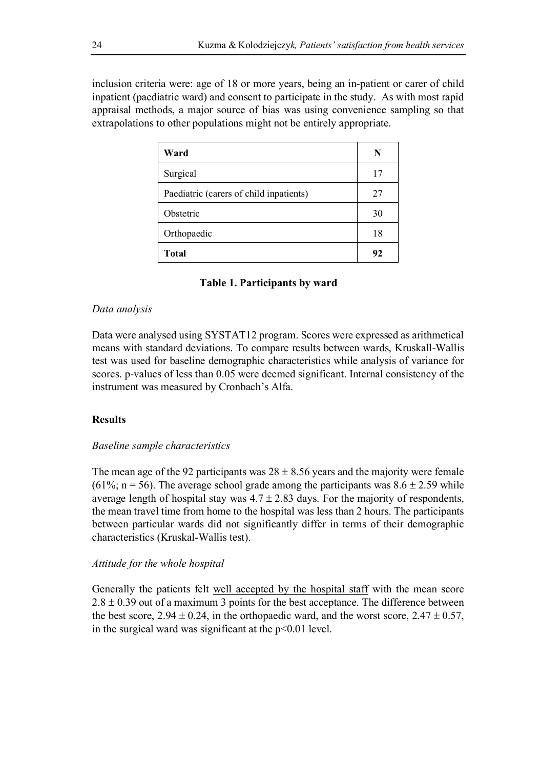inclusion criteria were: age of 18 or more years, being an in-patient or carer of child inpatient (paediatric ward) and consent to participate in the study. As with most rapid appraisal methods, a major source of bias was using convenience sampling so that extrapolations to other populations might not be entirely appropriate.

| **Ward** | **N** |
|---|---|
| Surgical | 17 |
| Paediatric (carers of child inpatients) | 27 |
| Obstetric | 30 |
| Orthopaedic | 18 |
| **Total** | **92** |

**Table 1. Participants by ward**

*Data analysis*

Data were analysed using SYSTAT12 program. Scores were expressed as arithmetical means with standard deviations. To compare results between wards, Kruskall-Wallis test was used for baseline demographic characteristics while analysis of variance for scores. p-values of less than 0.05 were deemed significant. Internal consistency of the instrument was measured by Cronbach's Alfa.

## Results

*Baseline sample characteristics*

The mean age of the 92 participants was $28 \pm 8.56$ years and the majority were female (61%; n = 56). The average school grade among the participants was $8.6 \pm 2.59$ while average length of hospital stay was $4.7 \pm 2.83$ days. For the majority of respondents, the mean travel time from home to the hospital was less than 2 hours. The participants between particular wards did not significantly differ in terms of their demographic characteristics (Kruskal-Wallis test).

*Attitude for the whole hospital*

Generally the patients felt well accepted by the hospital staff with the mean score $2.8 \pm 0.39$ out of a maximum 3 points for the best acceptance. The difference between the best score, $2.94 \pm 0.24$, in the orthopaedic ward, and the worst score, $2.47 \pm 0.57$, in the surgical ward was significant at the $p<0.01$ level.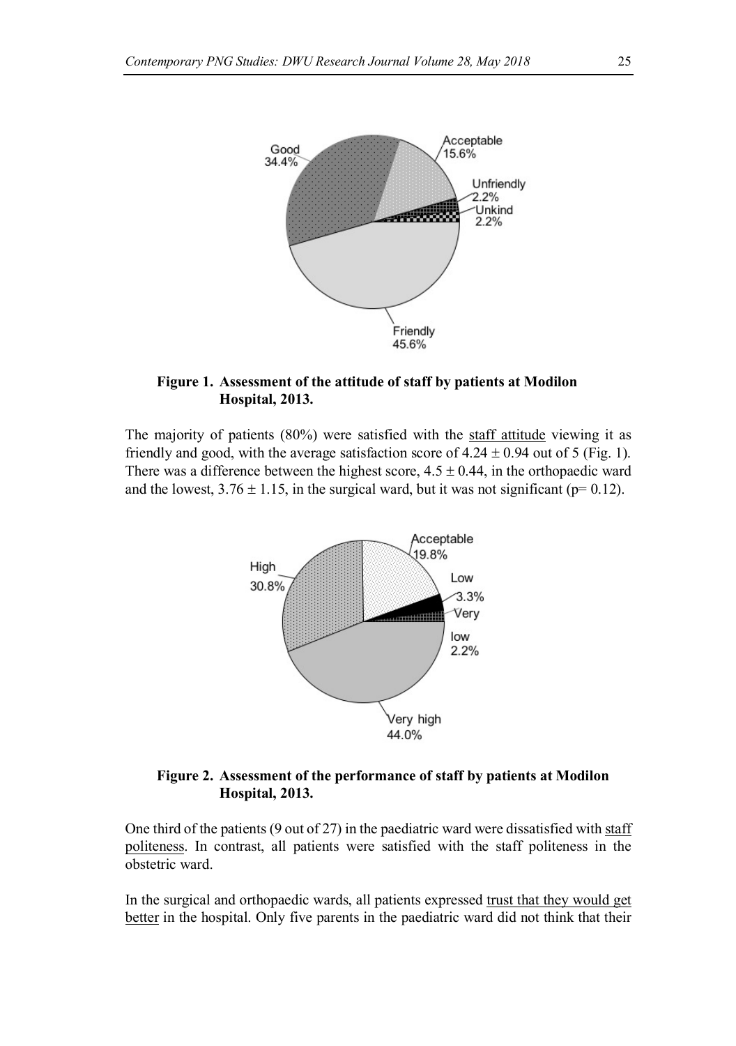**Figure 1. Assessment of the attitude of staff by patients at Modilon Hospital, 2013.**

The majority of patients (80%) were satisfied with the staff attitude viewing it as friendly and good, with the average satisfaction score of $4.24 \pm 0.94$ out of 5 (Fig. 1). There was a difference between the highest score, $4.5 \pm 0.44$, in the orthopaedic ward and the lowest, $3.76 \pm 1.15$, in the surgical ward, but it was not significant ($p = 0.12$).

**Figure 2. Assessment of the performance of staff by patients at Modilon Hospital, 2013.**

One third of the patients (9 out of 27) in the paediatric ward were dissatisfied with staff politeness. In contrast, all patients were satisfied with the staff politeness in the obstetric ward.

In the surgical and orthopaedic wards, all patients expressed trust that they would get better in the hospital. Only five parents in the paediatric ward did not think that their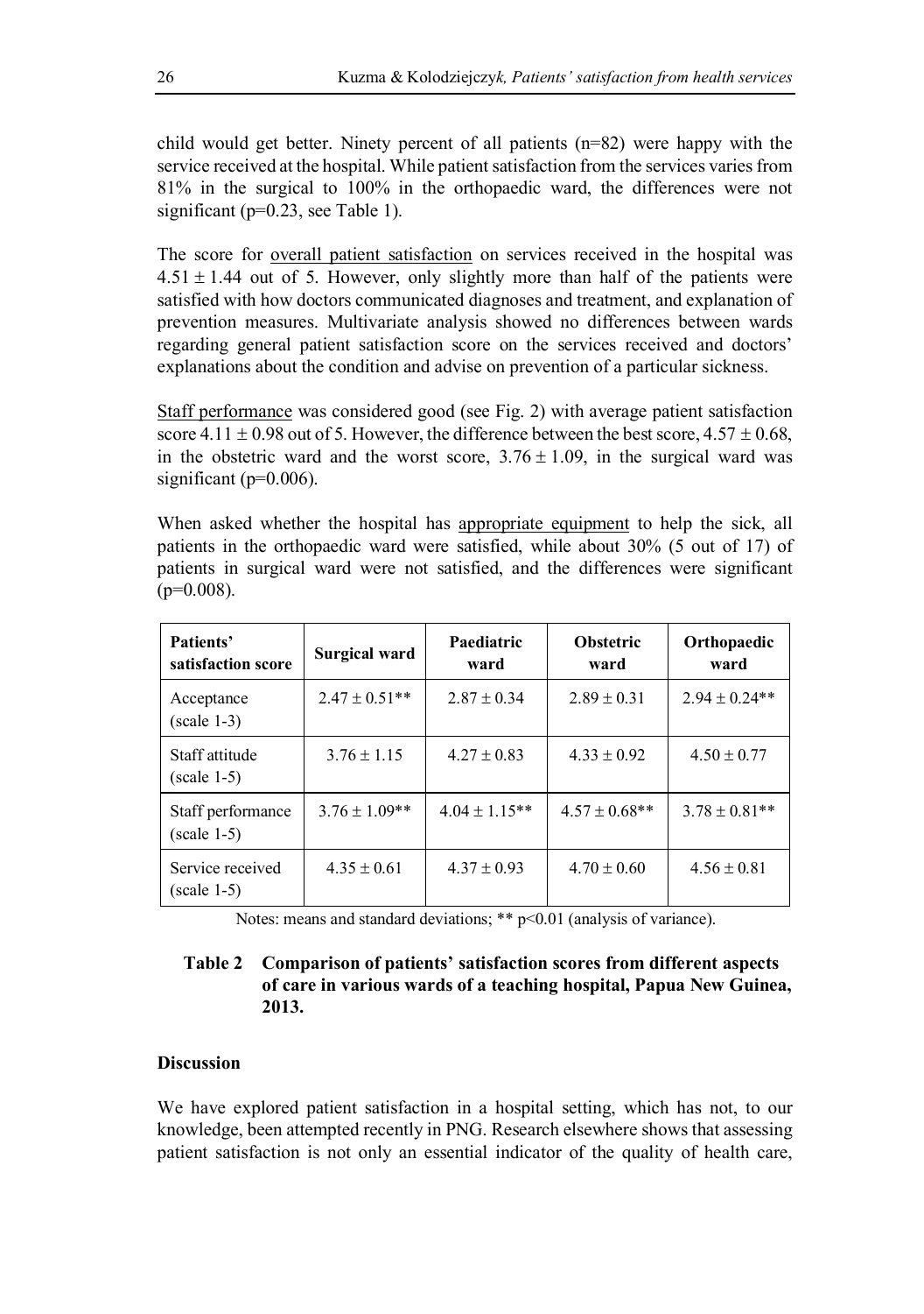child would get better. Ninety percent of all patients (n=82) were happy with the service received at the hospital. While patient satisfaction from the services varies from 81% in the surgical to 100% in the orthopaedic ward, the differences were not significant (p=0.23, see Table 1).

The score for overall patient satisfaction on services received in the hospital was $4.51 \pm 1.44$ out of 5. However, only slightly more than half of the patients were satisfied with how doctors communicated diagnoses and treatment, and explanation of prevention measures. Multivariate analysis showed no differences between wards regarding general patient satisfaction score on the services received and doctors' explanations about the condition and advise on prevention of a particular sickness.

Staff performance was considered good (see Fig. 2) with average patient satisfaction score $4.11 \pm 0.98$ out of 5. However, the difference between the best score, $4.57 \pm 0.68$, in the obstetric ward and the worst score, $3.76 \pm 1.09$, in the surgical ward was significant (p=0.006).

When asked whether the hospital has appropriate equipment to help the sick, all patients in the orthopaedic ward were satisfied, while about 30% (5 out of 17) of patients in surgical ward were not satisfied, and the differences were significant (p=0.008).

| Patients' satisfaction score | Surgical ward | Paediatric ward | Obstetric ward | Orthopaedic ward |
|---|---|---|---|---|
| Acceptance (scale 1-3) | $2.47 \pm 0.51$** | $2.87 \pm 0.34$ | $2.89 \pm 0.31$ | $2.94 \pm 0.24$** |
| Staff attitude (scale 1-5) | $3.76 \pm 1.15$ | $4.27 \pm 0.83$ | $4.33 \pm 0.92$ | $4.50 \pm 0.77$ |
| Staff performance (scale 1-5) | $3.76 \pm 1.09$** | $4.04 \pm 1.15$** | $4.57 \pm 0.68$** | $3.78 \pm 0.81$** |
| Service received (scale 1-5) | $4.35 \pm 0.61$ | $4.37 \pm 0.93$ | $4.70 \pm 0.60$ | $4.56 \pm 0.81$ |

Notes: means and standard deviations; ** $p<0.01$ (analysis of variance).

**Table 2 Comparison of patients' satisfaction scores from different aspects of care in various wards of a teaching hospital, Papua New Guinea, 2013.**

### Discussion

We have explored patient satisfaction in a hospital setting, which has not, to our knowledge, been attempted recently in PNG. Research elsewhere shows that assessing patient satisfaction is not only an essential indicator of the quality of health care,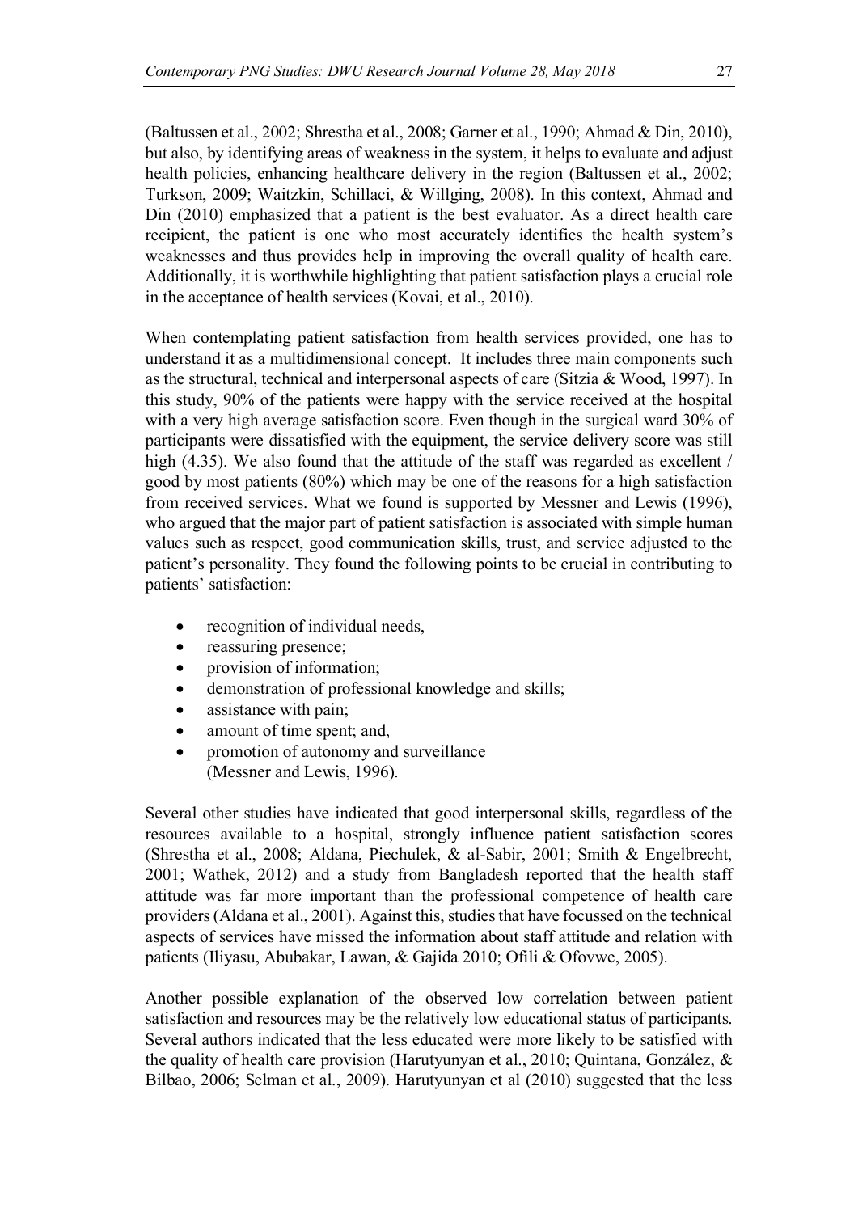(Baltussen et al., 2002; Shrestha et al., 2008; Garner et al., 1990; Ahmad & Din, 2010), but also, by identifying areas of weakness in the system, it helps to evaluate and adjust health policies, enhancing healthcare delivery in the region (Baltussen et al., 2002; Turkson, 2009; Waitzkin, Schillaci, & Willging, 2008). In this context, Ahmad and Din (2010) emphasized that a patient is the best evaluator. As a direct health care recipient, the patient is one who most accurately identifies the health system's weaknesses and thus provides help in improving the overall quality of health care. Additionally, it is worthwhile highlighting that patient satisfaction plays a crucial role in the acceptance of health services (Kovai, et al., 2010).

When contemplating patient satisfaction from health services provided, one has to understand it as a multidimensional concept. It includes three main components such as the structural, technical and interpersonal aspects of care (Sitzia & Wood, 1997). In this study, 90% of the patients were happy with the service received at the hospital with a very high average satisfaction score. Even though in the surgical ward 30% of participants were dissatisfied with the equipment, the service delivery score was still high (4.35). We also found that the attitude of the staff was regarded as excellent / good by most patients (80%) which may be one of the reasons for a high satisfaction from received services. What we found is supported by Messner and Lewis (1996), who argued that the major part of patient satisfaction is associated with simple human values such as respect, good communication skills, trust, and service adjusted to the patient's personality. They found the following points to be crucial in contributing to patients' satisfaction:

- recognition of individual needs,
- reassuring presence;
- provision of information;
- demonstration of professional knowledge and skills;
- assistance with pain;
- amount of time spent; and,
- promotion of autonomy and surveillance (Messner and Lewis, 1996).

Several other studies have indicated that good interpersonal skills, regardless of the resources available to a hospital, strongly influence patient satisfaction scores (Shrestha et al., 2008; Aldana, Piechulek, & al-Sabir, 2001; Smith & Engelbrecht, 2001; Wathek, 2012) and a study from Bangladesh reported that the health staff attitude was far more important than the professional competence of health care providers (Aldana et al., 2001). Against this, studies that have focussed on the technical aspects of services have missed the information about staff attitude and relation with patients (Iliyasu, Abubakar, Lawan, & Gajida 2010; Ofili & Ofovwe, 2005).

Another possible explanation of the observed low correlation between patient satisfaction and resources may be the relatively low educational status of participants. Several authors indicated that the less educated were more likely to be satisfied with the quality of health care provision (Harutyunyan et al., 2010; Quintana, González, & Bilbao, 2006; Selman et al., 2009). Harutyunyan et al (2010) suggested that the less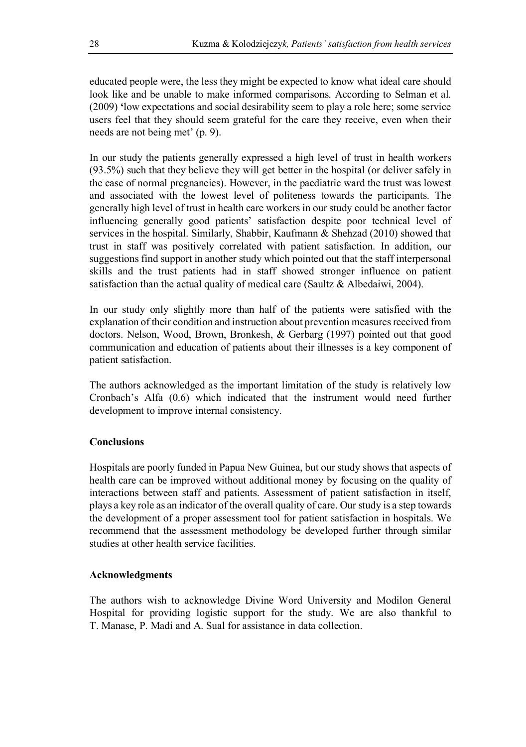educated people were, the less they might be expected to know what ideal care should look like and be unable to make informed comparisons. According to Selman et al. (2009) 'low expectations and social desirability seem to play a role here; some service users feel that they should seem grateful for the care they receive, even when their needs are not being met' (p. 9).

In our study the patients generally expressed a high level of trust in health workers (93.5%) such that they believe they will get better in the hospital (or deliver safely in the case of normal pregnancies). However, in the paediatric ward the trust was lowest and associated with the lowest level of politeness towards the participants. The generally high level of trust in health care workers in our study could be another factor influencing generally good patients' satisfaction despite poor technical level of services in the hospital. Similarly, Shabbir, Kaufmann & Shehzad (2010) showed that trust in staff was positively correlated with patient satisfaction. In addition, our suggestions find support in another study which pointed out that the staff interpersonal skills and the trust patients had in staff showed stronger influence on patient satisfaction than the actual quality of medical care (Saultz & Albedaiwi, 2004).

In our study only slightly more than half of the patients were satisfied with the explanation of their condition and instruction about prevention measures received from doctors. Nelson, Wood, Brown, Bronkesh, & Gerbarg (1997) pointed out that good communication and education of patients about their illnesses is a key component of patient satisfaction.

The authors acknowledged as the important limitation of the study is relatively low Cronbach's Alfa (0.6) which indicated that the instrument would need further development to improve internal consistency.

## Conclusions

Hospitals are poorly funded in Papua New Guinea, but our study shows that aspects of health care can be improved without additional money by focusing on the quality of interactions between staff and patients. Assessment of patient satisfaction in itself, plays a key role as an indicator of the overall quality of care. Our study is a step towards the development of a proper assessment tool for patient satisfaction in hospitals. We recommend that the assessment methodology be developed further through similar studies at other health service facilities.

## Acknowledgments

The authors wish to acknowledge Divine Word University and Modilon General Hospital for providing logistic support for the study. We are also thankful to T. Manase, P. Madi and A. Sual for assistance in data collection.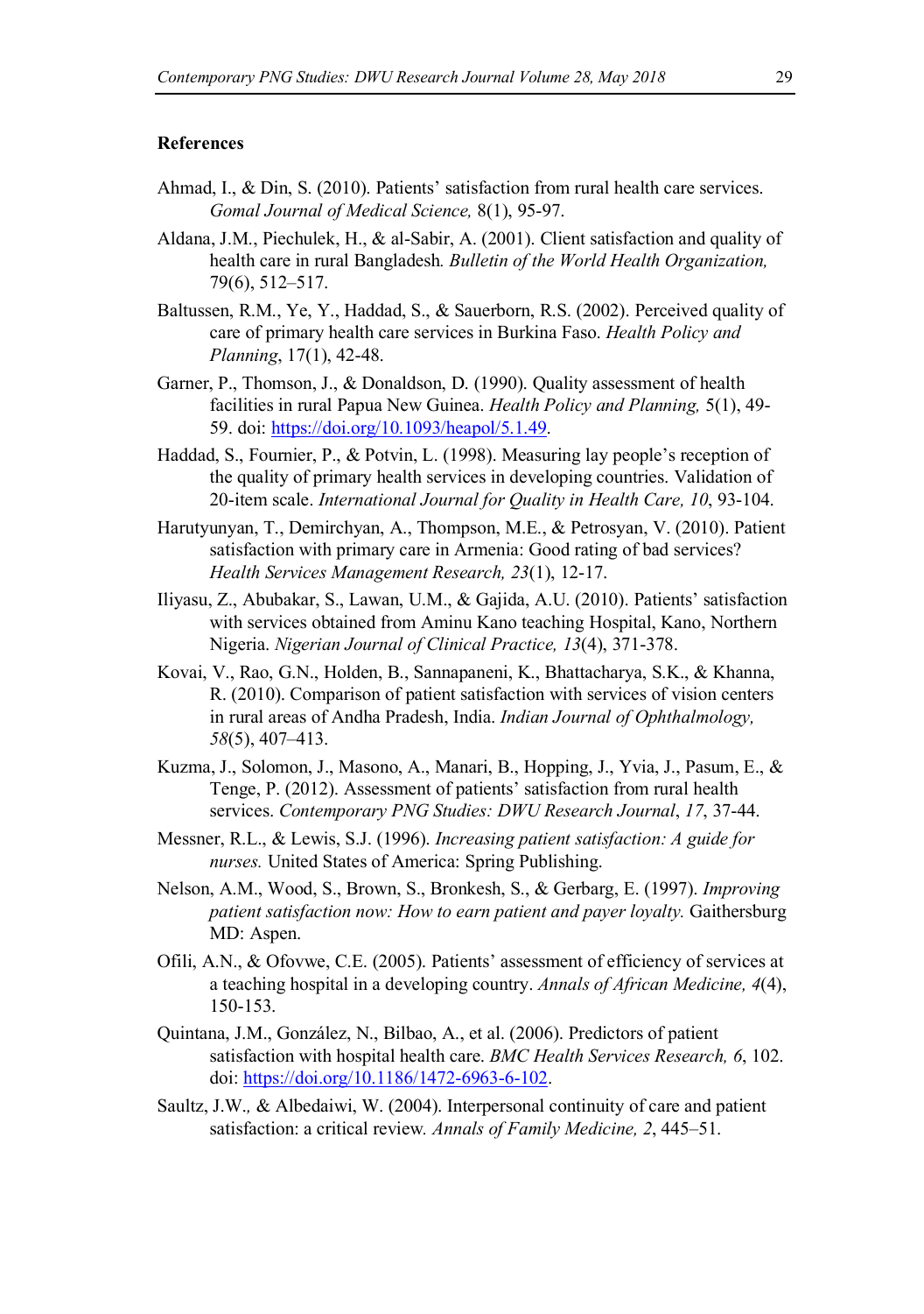**References**

Ahmad, I., & Din, S. (2010). Patients' satisfaction from rural health care services. *Gomal Journal of Medical Science,* 8(1), 95-97.

Aldana, J.M., Piechulek, H., & al-Sabir, A. (2001). Client satisfaction and quality of health care in rural Bangladesh*. Bulletin of the World Health Organization,* 79(6), 512–517.

Baltussen, R.M., Ye, Y., Haddad, S., & Sauerborn, R.S. (2002). Perceived quality of care of primary health care services in Burkina Faso. *Health Policy and Planning*, 17(1), 42-48.

Garner, P., Thomson, J., & Donaldson, D. (1990). Quality assessment of health facilities in rural Papua New Guinea. *Health Policy and Planning,* 5(1), 49-59. doi: https://doi.org/10.1093/heapol/5.1.49.

Haddad, S., Fournier, P., & Potvin, L. (1998). Measuring lay people's reception of the quality of primary health services in developing countries. Validation of 20-item scale. *International Journal for Quality in Health Care, 10*, 93-104.

Harutyunyan, T., Demirchyan, A., Thompson, M.E., & Petrosyan, V. (2010). Patient satisfaction with primary care in Armenia: Good rating of bad services? *Health Services Management Research, 23*(1), 12-17.

Iliyasu, Z., Abubakar, S., Lawan, U.M., & Gajida, A.U. (2010). Patients' satisfaction with services obtained from Aminu Kano teaching Hospital, Kano, Northern Nigeria. *Nigerian Journal of Clinical Practice, 13*(4), 371-378.

Kovai, V., Rao, G.N., Holden, B., Sannapaneni, K., Bhattacharya, S.K., & Khanna, R. (2010). Comparison of patient satisfaction with services of vision centers in rural areas of Andha Pradesh, India. *Indian Journal of Ophthalmology, 58*(5), 407–413.

Kuzma, J., Solomon, J., Masono, A., Manari, B., Hopping, J., Yvia, J., Pasum, E., & Tenge, P. (2012). Assessment of patients' satisfaction from rural health services. *Contemporary PNG Studies: DWU Research Journal*, *17*, 37-44.

Messner, R.L., & Lewis, S.J. (1996). *Increasing patient satisfaction: A guide for nurses.* United States of America: Spring Publishing.

Nelson, A.M., Wood, S., Brown, S., Bronkesh, S., & Gerbarg, E. (1997). *Improving patient satisfaction now: How to earn patient and payer loyalty.* Gaithersburg MD: Aspen.

Ofili, A.N., & Ofovwe, C.E. (2005). Patients' assessment of efficiency of services at a teaching hospital in a developing country. *Annals of African Medicine, 4*(4), 150-153.

Quintana, J.M., González, N., Bilbao, A., et al. (2006). Predictors of patient satisfaction with hospital health care. *BMC Health Services Research, 6*, 102. doi: https://doi.org/10.1186/1472-6963-6-102.

Saultz, J.W.*,* & Albedaiwi, W. (2004). Interpersonal continuity of care and patient satisfaction: a critical review*. Annals of Family Medicine, 2*, 445–51.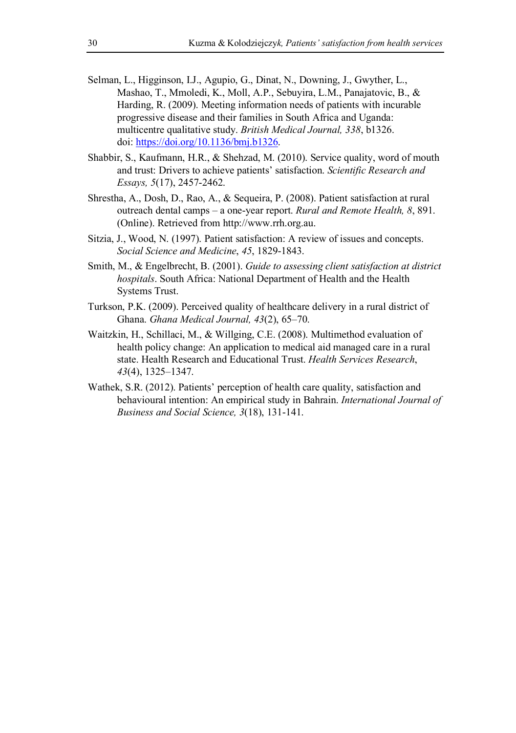Selman, L., Higginson, I.J., Agupio, G., Dinat, N., Downing, J., Gwyther, L., Mashao, T., Mmoledi, K., Moll, A.P., Sebuyira, L.M., Panajatovic, B., & Harding, R. (2009). Meeting information needs of patients with incurable progressive disease and their families in South Africa and Uganda: multicentre qualitative study. *British Medical Journal, 338*, b1326. doi: https://doi.org/10.1136/bmj.b1326.

Shabbir, S., Kaufmann, H.R., & Shehzad, M. (2010). Service quality, word of mouth and trust: Drivers to achieve patients' satisfaction. *Scientific Research and Essays, 5*(17), 2457-2462.

Shrestha, A., Dosh, D., Rao, A., & Sequeira, P. (2008). Patient satisfaction at rural outreach dental camps – a one-year report. *Rural and Remote Health, 8*, 891. (Online). Retrieved from http://www.rrh.org.au.

Sitzia, J., Wood, N. (1997). Patient satisfaction: A review of issues and concepts. *Social Science and Medicine*, *45*, 1829-1843.

Smith, M., & Engelbrecht, B. (2001). *Guide to assessing client satisfaction at district hospitals*. South Africa: National Department of Health and the Health Systems Trust.

Turkson, P.K. (2009). Perceived quality of healthcare delivery in a rural district of Ghana. *Ghana Medical Journal, 43*(2), 65–70.

Waitzkin, H., Schillaci, M., & Willging, C.E. (2008). Multimethod evaluation of health policy change: An application to medical aid managed care in a rural state. Health Research and Educational Trust. *Health Services Research*, *43*(4), 1325–1347.

Wathek, S.R. (2012). Patients' perception of health care quality, satisfaction and behavioural intention: An empirical study in Bahrain. *International Journal of Business and Social Science, 3*(18), 131-141.